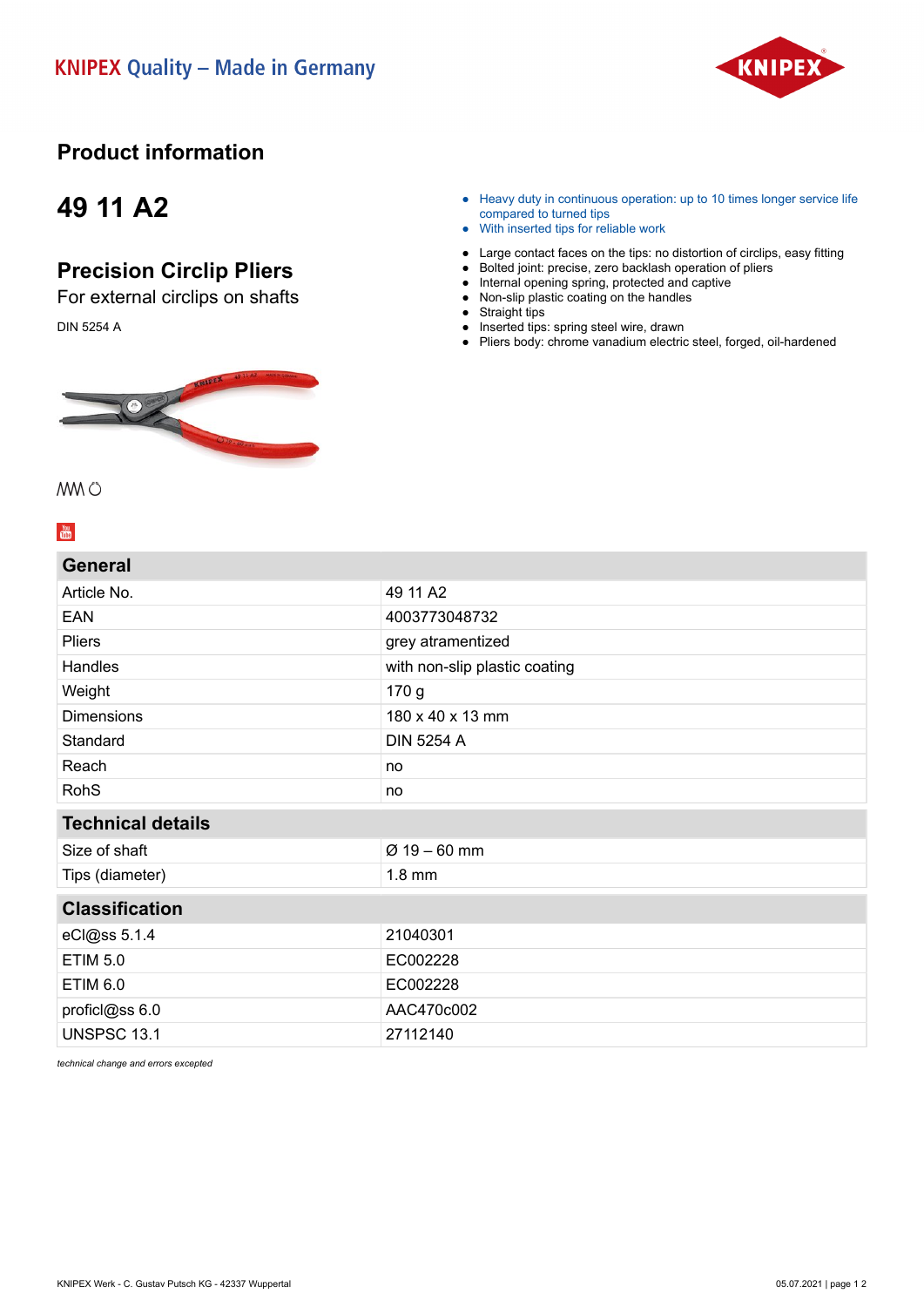KNIPEX Quality – Made in Germany

# Product information

## 49 11 A2

## Precision Circlip Pliers

For external circlips on shafts

DIN 5254 A

- Heavy duty in continuous operation: up to 10 times longer service life compared to turned tips
- With inserted tips for reliable work

- Large contact faces on the tips: no distortion of circlips, easy fitting
- Bolted joint: precise, zero backlash operation of pliers
- Internal opening spring, protected and captive
- Non-slip plastic coating on the handles
- Straight tips
- Inserted tips: spring steel wire, drawn
- Pliers body: chrome vanadium electric steel, forged, oil-hardened

| General | |
|---|---|
| Article No. | 49 11 A2 |
| EAN | 4003773048732 |
| Pliers | grey atramentized |
| Handles | with non-slip plastic coating |
| Weight | 170 g |
| Dimensions | 180 x 40 x 13 mm |
| Standard | DIN 5254 A |
| Reach | no |
| RohS | no |

| Technical details | |
|---|---|
| Size of shaft | Ø 19 – 60 mm |
| Tips (diameter) | 1.8 mm |

| Classification | |
|---|---|
| eCl@ss 5.1.4 | 21040301 |
| ETIM 5.0 | EC002228 |
| ETIM 6.0 | EC002228 |
| proficl@ss 6.0 | AAC470c002 |
| UNSPSC 13.1 | 27112140 |

*technical change and errors excepted*

KNIPEX Werk - C. Gustav Putsch KG - 42337 Wuppertal

05.07.2021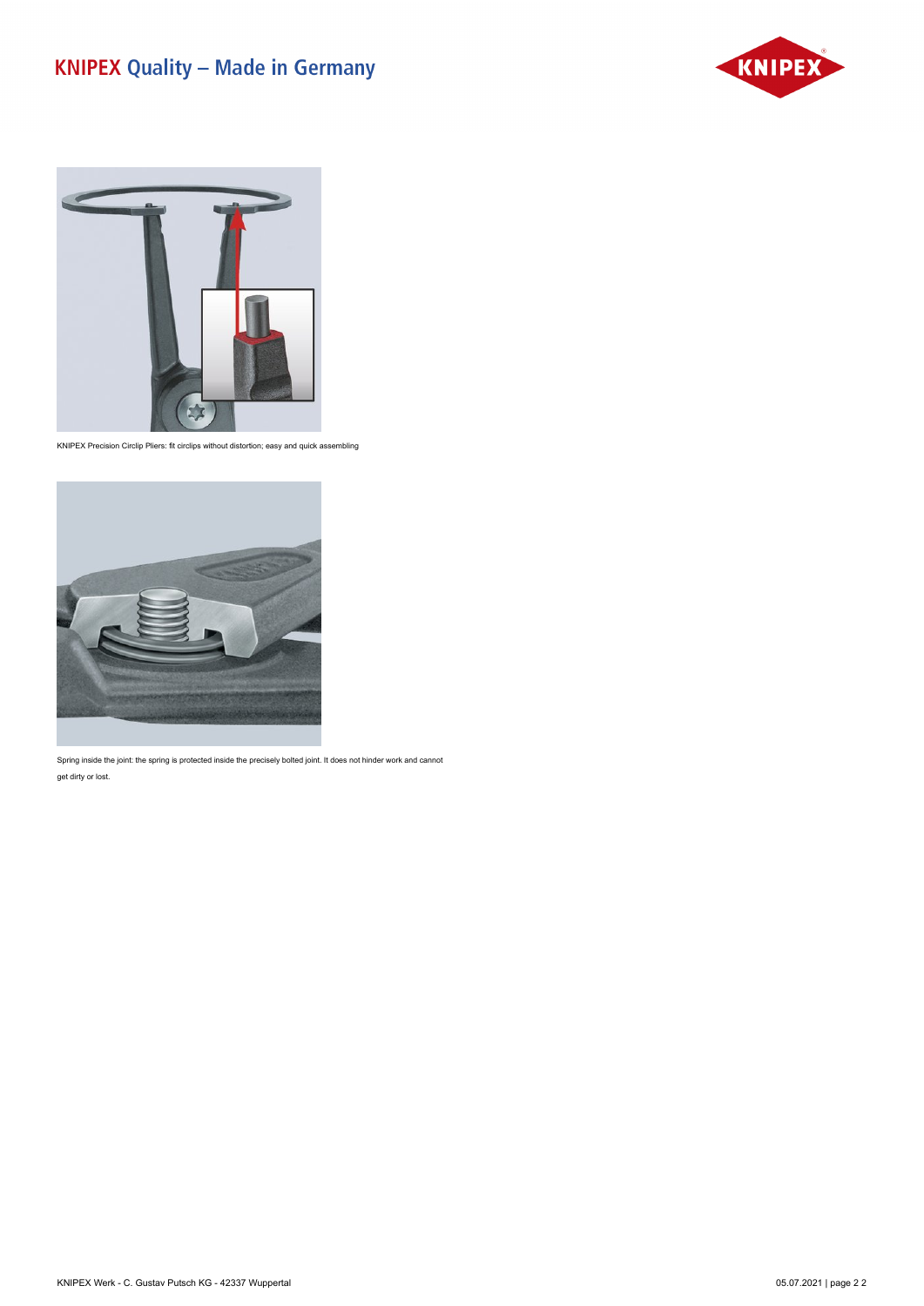KNIPEX Precision Circlip Pliers: fit circlips without distortion; easy and quick assembling

Spring inside the joint: the spring is protected inside the precisely bolted joint. It does not hinder work and cannot get dirty or lost.